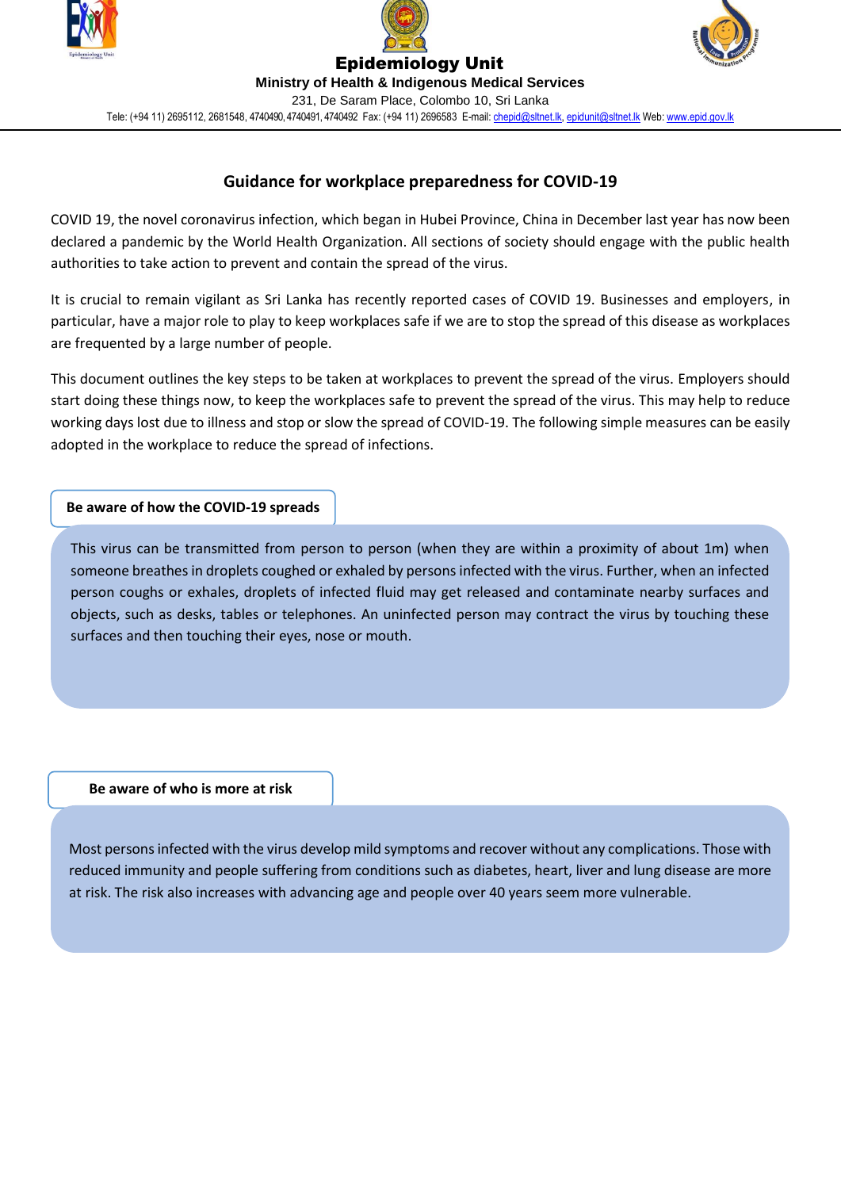**Epidemiology Unit**

**Ministry of Health & Indigenous Medical Services**

231, De Saram Place, Colombo 10, Sri Lanka

Tele: (+94 11) 2695112, 2681548, 4740490, 4740491, 4740492 Fax: (+94 11) 2696583 E-mail: chepid@sltnet.lk, epidunit@sltnet.lk Web: www.epid.gov.lk

# Guidance for workplace preparedness for COVID-19

COVID 19, the novel coronavirus infection, which began in Hubei Province, China in December last year has now been declared a pandemic by the World Health Organization. All sections of society should engage with the public health authorities to take action to prevent and contain the spread of the virus.

It is crucial to remain vigilant as Sri Lanka has recently reported cases of COVID 19. Businesses and employers, in particular, have a major role to play to keep workplaces safe if we are to stop the spread of this disease as workplaces are frequented by a large number of people.

This document outlines the key steps to be taken at workplaces to prevent the spread of the virus. Employers should start doing these things now, to keep the workplaces safe to prevent the spread of the virus. This may help to reduce working days lost due to illness and stop or slow the spread of COVID-19. The following simple measures can be easily adopted in the workplace to reduce the spread of infections.

## Be aware of how the COVID-19 spreads

This virus can be transmitted from person to person (when they are within a proximity of about 1m) when someone breathes in droplets coughed or exhaled by persons infected with the virus. Further, when an infected person coughs or exhales, droplets of infected fluid may get released and contaminate nearby surfaces and objects, such as desks, tables or telephones. An uninfected person may contract the virus by touching these surfaces and then touching their eyes, nose or mouth.

## Be aware of who is more at risk

Most persons infected with the virus develop mild symptoms and recover without any complications. Those with reduced immunity and people suffering from conditions such as diabetes, heart, liver and lung disease are more at risk. The risk also increases with advancing age and people over 40 years seem more vulnerable.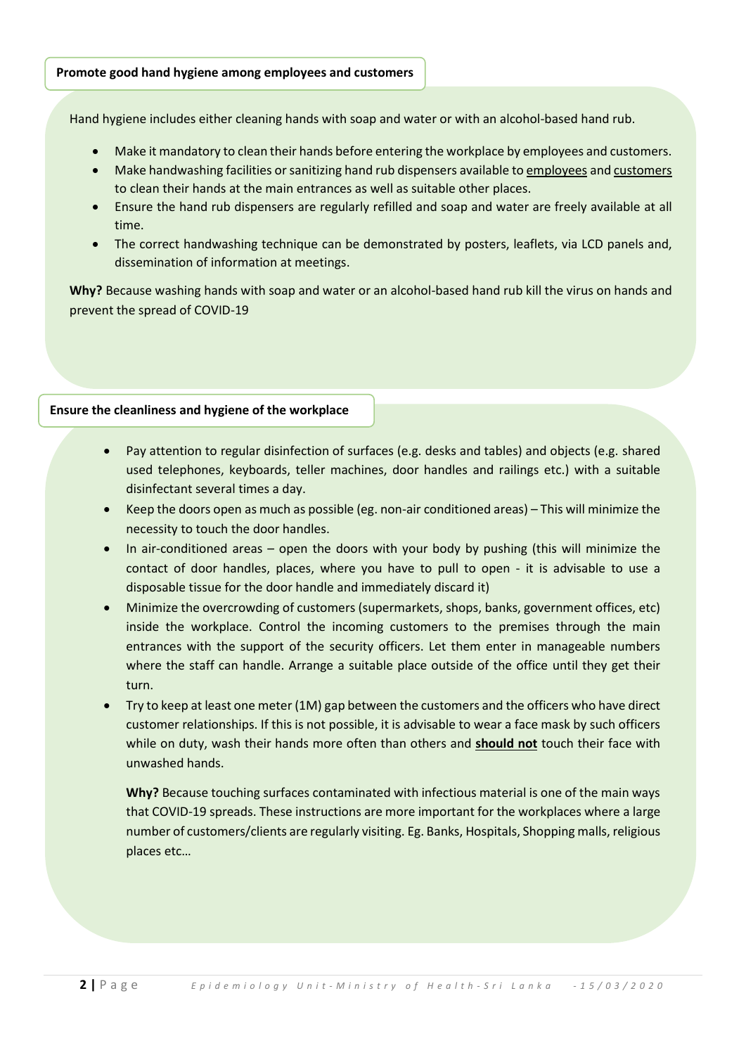## Promote good hand hygiene among employees and customers

Hand hygiene includes either cleaning hands with soap and water or with an alcohol-based hand rub.

- Make it mandatory to clean their hands before entering the workplace by employees and customers.
- Make handwashing facilities or sanitizing hand rub dispensers available to employees and customers to clean their hands at the main entrances as well as suitable other places.
- Ensure the hand rub dispensers are regularly refilled and soap and water are freely available at all time.
- The correct handwashing technique can be demonstrated by posters, leaflets, via LCD panels and, dissemination of information at meetings.

**Why?** Because washing hands with soap and water or an alcohol-based hand rub kill the virus on hands and prevent the spread of COVID-19

## Ensure the cleanliness and hygiene of the workplace

- Pay attention to regular disinfection of surfaces (e.g. desks and tables) and objects (e.g. shared used telephones, keyboards, teller machines, door handles and railings etc.) with a suitable disinfectant several times a day.
- Keep the doors open as much as possible (eg. non-air conditioned areas) – This will minimize the necessity to touch the door handles.
- In air-conditioned areas – open the doors with your body by pushing (this will minimize the contact of door handles, places, where you have to pull to open - it is advisable to use a disposable tissue for the door handle and immediately discard it)
- Minimize the overcrowding of customers (supermarkets, shops, banks, government offices, etc) inside the workplace. Control the incoming customers to the premises through the main entrances with the support of the security officers. Let them enter in manageable numbers where the staff can handle. Arrange a suitable place outside of the office until they get their turn.
- Try to keep at least one meter (1M) gap between the customers and the officers who have direct customer relationships. If this is not possible, it is advisable to wear a face mask by such officers while on duty, wash their hands more often than others and **should not** touch their face with unwashed hands.

  **Why?** Because touching surfaces contaminated with infectious material is one of the main ways that COVID-19 spreads. These instructions are more important for the workplaces where a large number of customers/clients are regularly visiting. Eg. Banks, Hospitals, Shopping malls, religious places etc…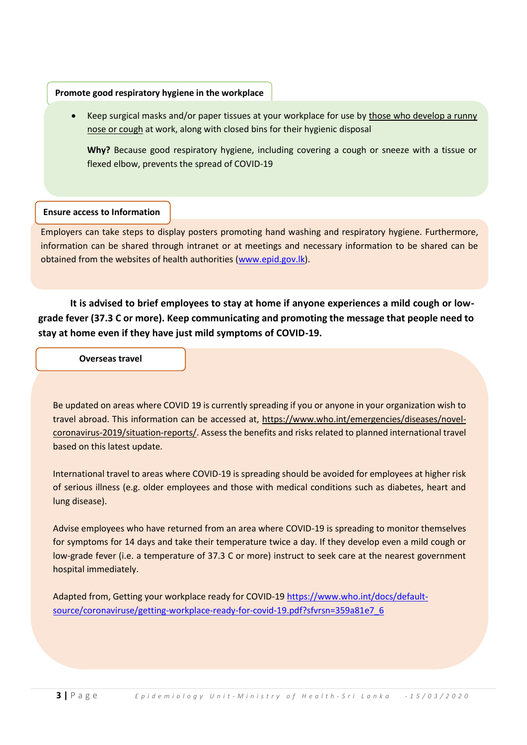### Promote good respiratory hygiene in the workplace

- Keep surgical masks and/or paper tissues at your workplace for use by those who develop a runny nose or cough at work, along with closed bins for their hygienic disposal

  **Why?** Because good respiratory hygiene, including covering a cough or sneeze with a tissue or flexed elbow, prevents the spread of COVID-19

### Ensure access to Information

Employers can take steps to display posters promoting hand washing and respiratory hygiene. Furthermore, information can be shared through intranet or at meetings and necessary information to be shared can be obtained from the websites of health authorities (www.epid.gov.lk).

**It is advised to brief employees to stay at home if anyone experiences a mild cough or low-grade fever (37.3 C or more). Keep communicating and promoting the message that people need to stay at home even if they have just mild symptoms of COVID-19.**

### Overseas travel

Be updated on areas where COVID 19 is currently spreading if you or anyone in your organization wish to travel abroad. This information can be accessed at, https://www.who.int/emergencies/diseases/novel-coronavirus-2019/situation-reports/. Assess the benefits and risks related to planned international travel based on this latest update.

International travel to areas where COVID-19 is spreading should be avoided for employees at higher risk of serious illness (e.g. older employees and those with medical conditions such as diabetes, heart and lung disease).

Advise employees who have returned from an area where COVID-19 is spreading to monitor themselves for symptoms for 14 days and take their temperature twice a day. If they develop even a mild cough or low-grade fever (i.e. a temperature of 37.3 C or more) instruct to seek care at the nearest government hospital immediately.

Adapted from, Getting your workplace ready for COVID-19 https://www.who.int/docs/default-source/coronaviruse/getting-workplace-ready-for-covid-19.pdf?sfvrsn=359a81e7_6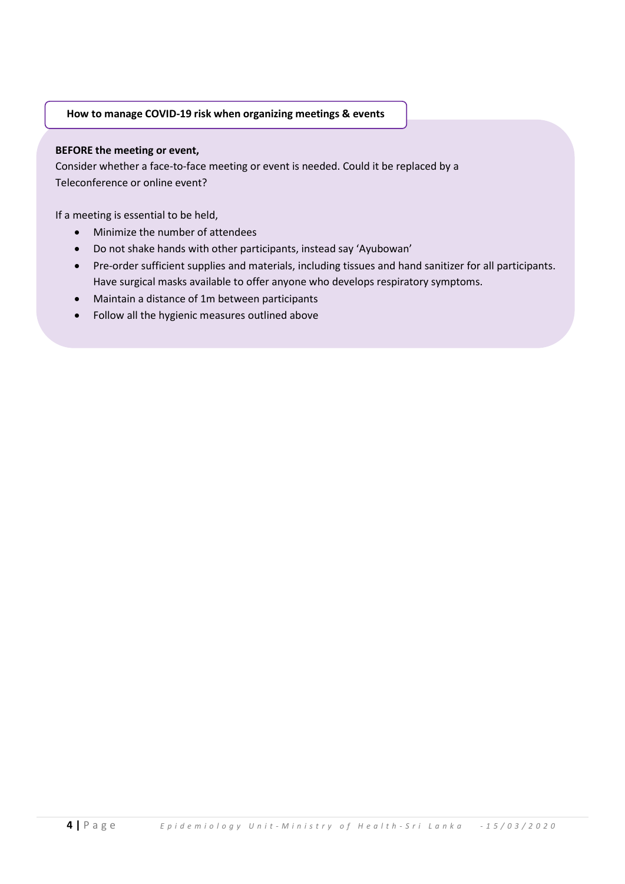## How to manage COVID-19 risk when organizing meetings & events

**BEFORE the meeting or event,**

Consider whether a face-to-face meeting or event is needed. Could it be replaced by a Teleconference or online event?

If a meeting is essential to be held,

- Minimize the number of attendees
- Do not shake hands with other participants, instead say 'Ayubowan'
- Pre-order sufficient supplies and materials, including tissues and hand sanitizer for all participants. Have surgical masks available to offer anyone who develops respiratory symptoms.
- Maintain a distance of 1m between participants
- Follow all the hygienic measures outlined above